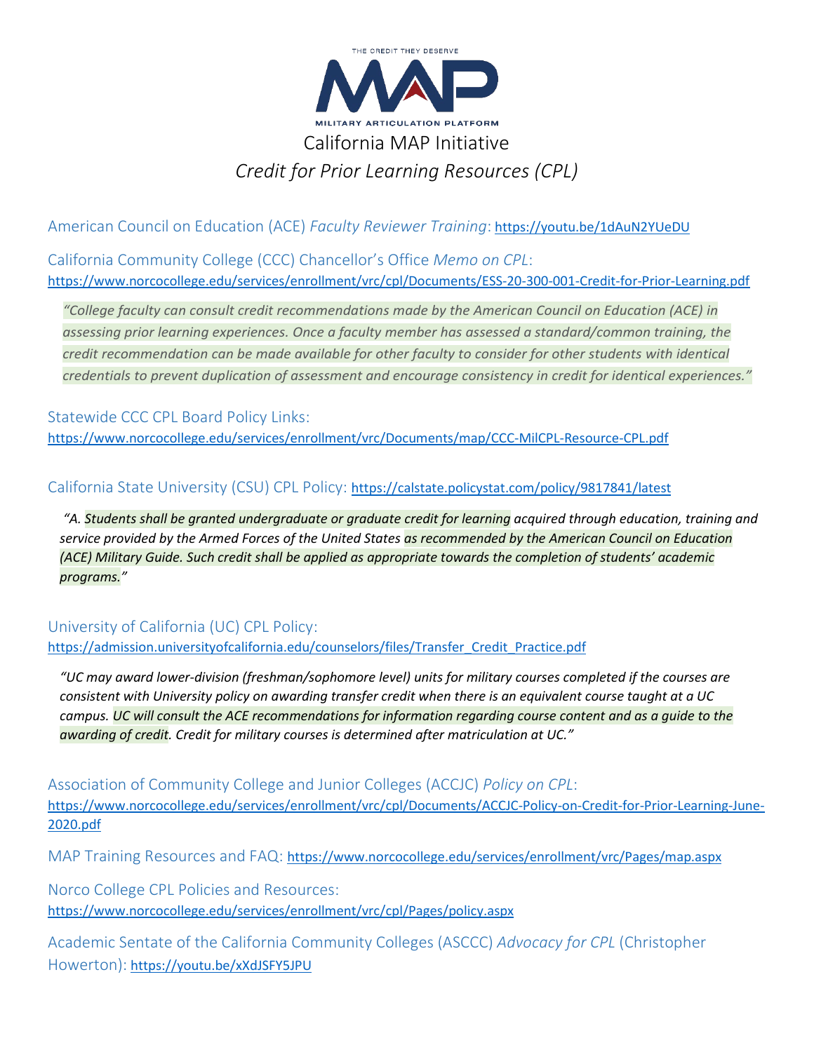THE CREDIT THEY DESERVE

MAP

MILITARY ARTICULATION PLATFORM

# California MAP Initiative

## *Credit for Prior Learning Resources (CPL)*

American Council on Education (ACE) *Faculty Reviewer Training*: https://youtu.be/1dAuN2YUeDU

California Community College (CCC) Chancellor's Office *Memo on CPL*: https://www.norcocollege.edu/services/enrollment/vrc/cpl/Documents/ESS-20-300-001-Credit-for-Prior-Learning.pdf

> *"College faculty can consult credit recommendations made by the American Council on Education (ACE) in assessing prior learning experiences. Once a faculty member has assessed a standard/common training, the credit recommendation can be made available for other faculty to consider for other students with identical credentials to prevent duplication of assessment and encourage consistency in credit for identical experiences."*

Statewide CCC CPL Board Policy Links: https://www.norcocollege.edu/services/enrollment/vrc/Documents/map/CCC-MilCPL-Resource-CPL.pdf

California State University (CSU) CPL Policy: https://calstate.policystat.com/policy/9817841/latest

> *"A. Students shall be granted undergraduate or graduate credit for learning acquired through education, training and service provided by the Armed Forces of the United States as recommended by the American Council on Education (ACE) Military Guide. Such credit shall be applied as appropriate towards the completion of students' academic programs."*

University of California (UC) CPL Policy: https://admission.universityofcalifornia.edu/counselors/files/Transfer_Credit_Practice.pdf

> *"UC may award lower-division (freshman/sophomore level) units for military courses completed if the courses are consistent with University policy on awarding transfer credit when there is an equivalent course taught at a UC campus. UC will consult the ACE recommendations for information regarding course content and as a guide to the awarding of credit. Credit for military courses is determined after matriculation at UC."*

Association of Community College and Junior Colleges (ACCJC) *Policy on CPL*: https://www.norcocollege.edu/services/enrollment/vrc/cpl/Documents/ACCJC-Policy-on-Credit-for-Prior-Learning-June-2020.pdf

MAP Training Resources and FAQ: https://www.norcocollege.edu/services/enrollment/vrc/Pages/map.aspx

Norco College CPL Policies and Resources: https://www.norcocollege.edu/services/enrollment/vrc/cpl/Pages/policy.aspx

Academic Sentate of the California Community Colleges (ASCCC) *Advocacy for CPL* (Christopher Howerton): https://youtu.be/xXdJSFY5JPU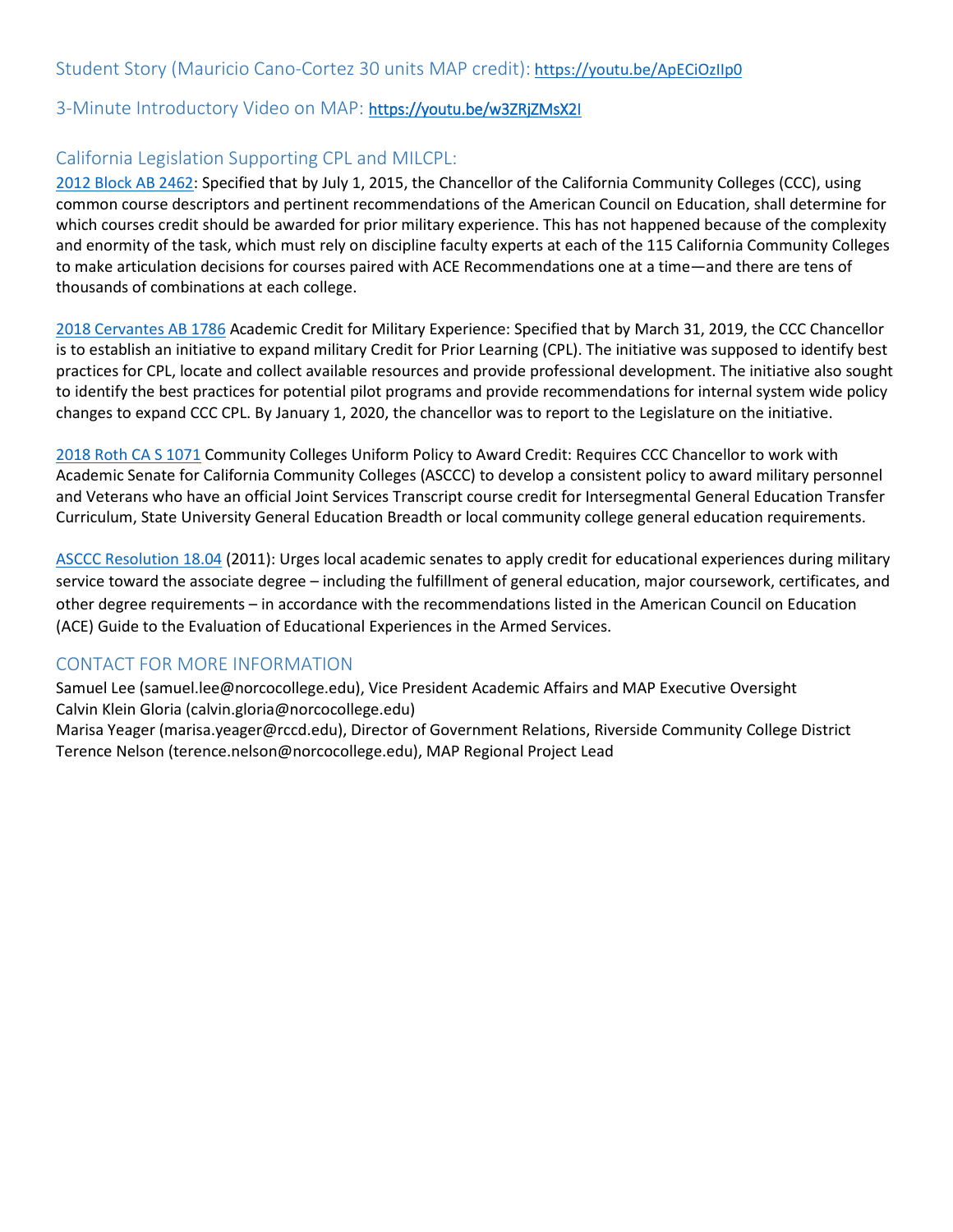## Student Story (Mauricio Cano-Cortez 30 units MAP credit): https://youtu.be/ApECiOzIIp0

## 3-Minute Introductory Video on MAP: https://youtu.be/w3ZRjZMsX2I

## California Legislation Supporting CPL and MILCPL:

2012 Block AB 2462: Specified that by July 1, 2015, the Chancellor of the California Community Colleges (CCC), using common course descriptors and pertinent recommendations of the American Council on Education, shall determine for which courses credit should be awarded for prior military experience. This has not happened because of the complexity and enormity of the task, which must rely on discipline faculty experts at each of the 115 California Community Colleges to make articulation decisions for courses paired with ACE Recommendations one at a time—and there are tens of thousands of combinations at each college.

2018 Cervantes AB 1786 Academic Credit for Military Experience: Specified that by March 31, 2019, the CCC Chancellor is to establish an initiative to expand military Credit for Prior Learning (CPL). The initiative was supposed to identify best practices for CPL, locate and collect available resources and provide professional development. The initiative also sought to identify the best practices for potential pilot programs and provide recommendations for internal system wide policy changes to expand CCC CPL. By January 1, 2020, the chancellor was to report to the Legislature on the initiative.

2018 Roth CA S 1071 Community Colleges Uniform Policy to Award Credit: Requires CCC Chancellor to work with Academic Senate for California Community Colleges (ASCCC) to develop a consistent policy to award military personnel and Veterans who have an official Joint Services Transcript course credit for Intersegmental General Education Transfer Curriculum, State University General Education Breadth or local community college general education requirements.

ASCCC Resolution 18.04 (2011): Urges local academic senates to apply credit for educational experiences during military service toward the associate degree – including the fulfillment of general education, major coursework, certificates, and other degree requirements – in accordance with the recommendations listed in the American Council on Education (ACE) Guide to the Evaluation of Educational Experiences in the Armed Services.

## CONTACT FOR MORE INFORMATION

Samuel Lee (samuel.lee@norcocollege.edu), Vice President Academic Affairs and MAP Executive Oversight
Calvin Klein Gloria (calvin.gloria@norcocollege.edu)
Marisa Yeager (marisa.yeager@rccd.edu), Director of Government Relations, Riverside Community College District
Terence Nelson (terence.nelson@norcocollege.edu), MAP Regional Project Lead